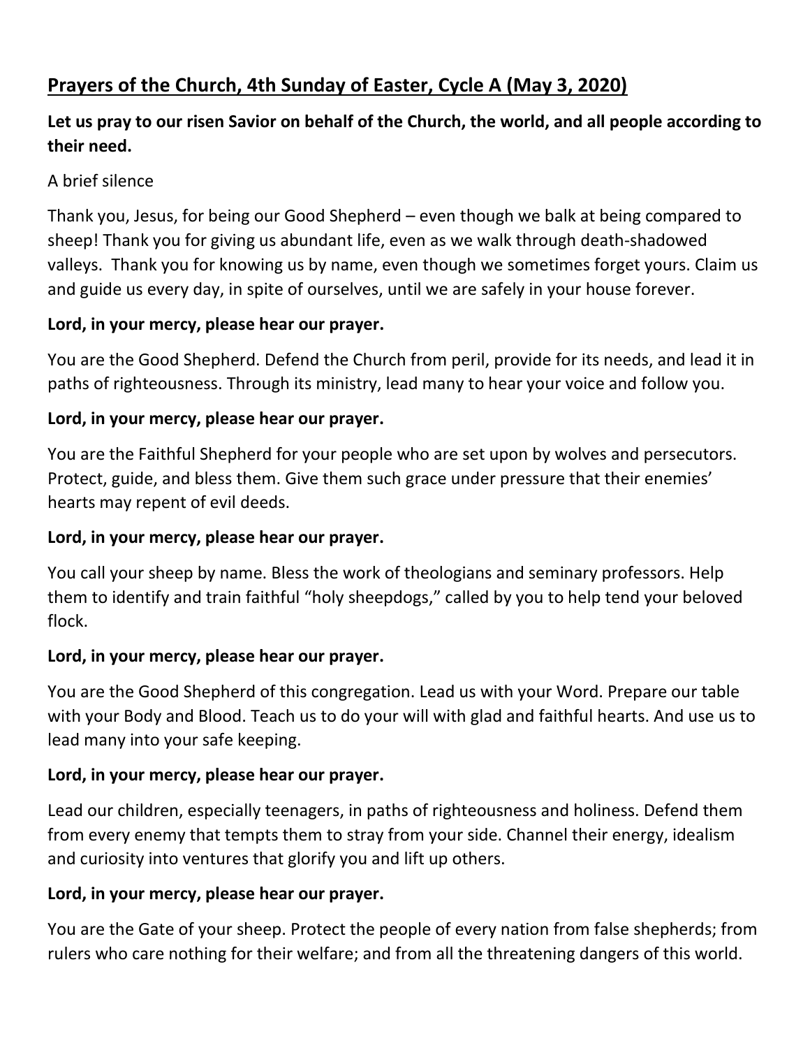# Prayers of the Church, 4th Sunday of Easter, Cycle A (May 3, 2020)

**Let us pray to our risen Savior on behalf of the Church, the world, and all people according to their need.**

A brief silence

Thank you, Jesus, for being our Good Shepherd – even though we balk at being compared to sheep! Thank you for giving us abundant life, even as we walk through death-shadowed valleys. Thank you for knowing us by name, even though we sometimes forget yours. Claim us and guide us every day, in spite of ourselves, until we are safely in your house forever.

**Lord, in your mercy, please hear our prayer.**

You are the Good Shepherd. Defend the Church from peril, provide for its needs, and lead it in paths of righteousness. Through its ministry, lead many to hear your voice and follow you.

**Lord, in your mercy, please hear our prayer.**

You are the Faithful Shepherd for your people who are set upon by wolves and persecutors. Protect, guide, and bless them. Give them such grace under pressure that their enemies' hearts may repent of evil deeds.

**Lord, in your mercy, please hear our prayer.**

You call your sheep by name. Bless the work of theologians and seminary professors. Help them to identify and train faithful "holy sheepdogs," called by you to help tend your beloved flock.

**Lord, in your mercy, please hear our prayer.**

You are the Good Shepherd of this congregation. Lead us with your Word. Prepare our table with your Body and Blood. Teach us to do your will with glad and faithful hearts. And use us to lead many into your safe keeping.

**Lord, in your mercy, please hear our prayer.**

Lead our children, especially teenagers, in paths of righteousness and holiness. Defend them from every enemy that tempts them to stray from your side. Channel their energy, idealism and curiosity into ventures that glorify you and lift up others.

**Lord, in your mercy, please hear our prayer.**

You are the Gate of your sheep. Protect the people of every nation from false shepherds; from rulers who care nothing for their welfare; and from all the threatening dangers of this world.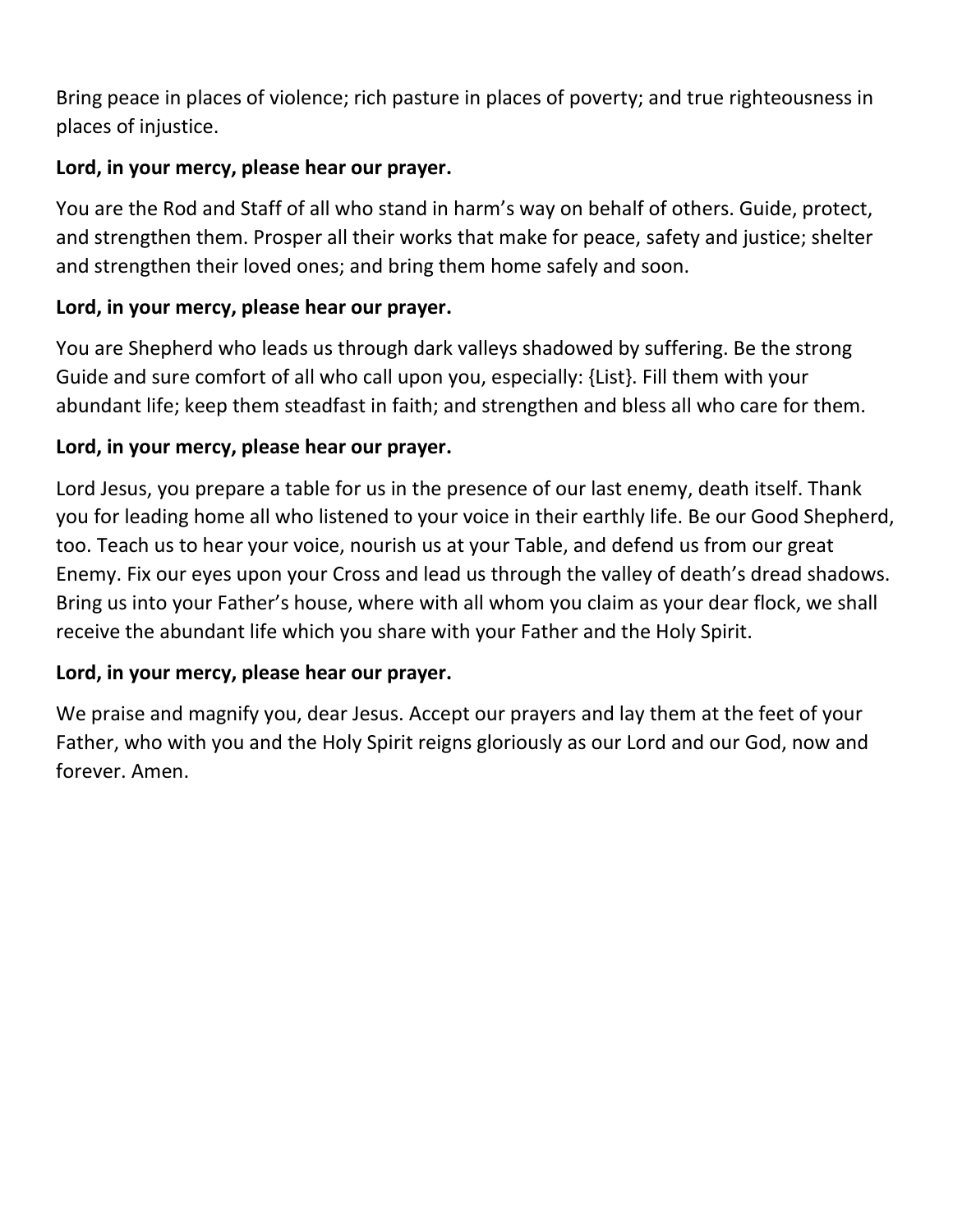Bring peace in places of violence; rich pasture in places of poverty; and true righteousness in places of injustice.

**Lord, in your mercy, please hear our prayer.**

You are the Rod and Staff of all who stand in harm's way on behalf of others. Guide, protect, and strengthen them. Prosper all their works that make for peace, safety and justice; shelter and strengthen their loved ones; and bring them home safely and soon.

**Lord, in your mercy, please hear our prayer.**

You are Shepherd who leads us through dark valleys shadowed by suffering. Be the strong Guide and sure comfort of all who call upon you, especially: {List}. Fill them with your abundant life; keep them steadfast in faith; and strengthen and bless all who care for them.

**Lord, in your mercy, please hear our prayer.**

Lord Jesus, you prepare a table for us in the presence of our last enemy, death itself. Thank you for leading home all who listened to your voice in their earthly life. Be our Good Shepherd, too. Teach us to hear your voice, nourish us at your Table, and defend us from our great Enemy. Fix our eyes upon your Cross and lead us through the valley of death's dread shadows. Bring us into your Father's house, where with all whom you claim as your dear flock, we shall receive the abundant life which you share with your Father and the Holy Spirit.

**Lord, in your mercy, please hear our prayer.**

We praise and magnify you, dear Jesus. Accept our prayers and lay them at the feet of your Father, who with you and the Holy Spirit reigns gloriously as our Lord and our God, now and forever. Amen.